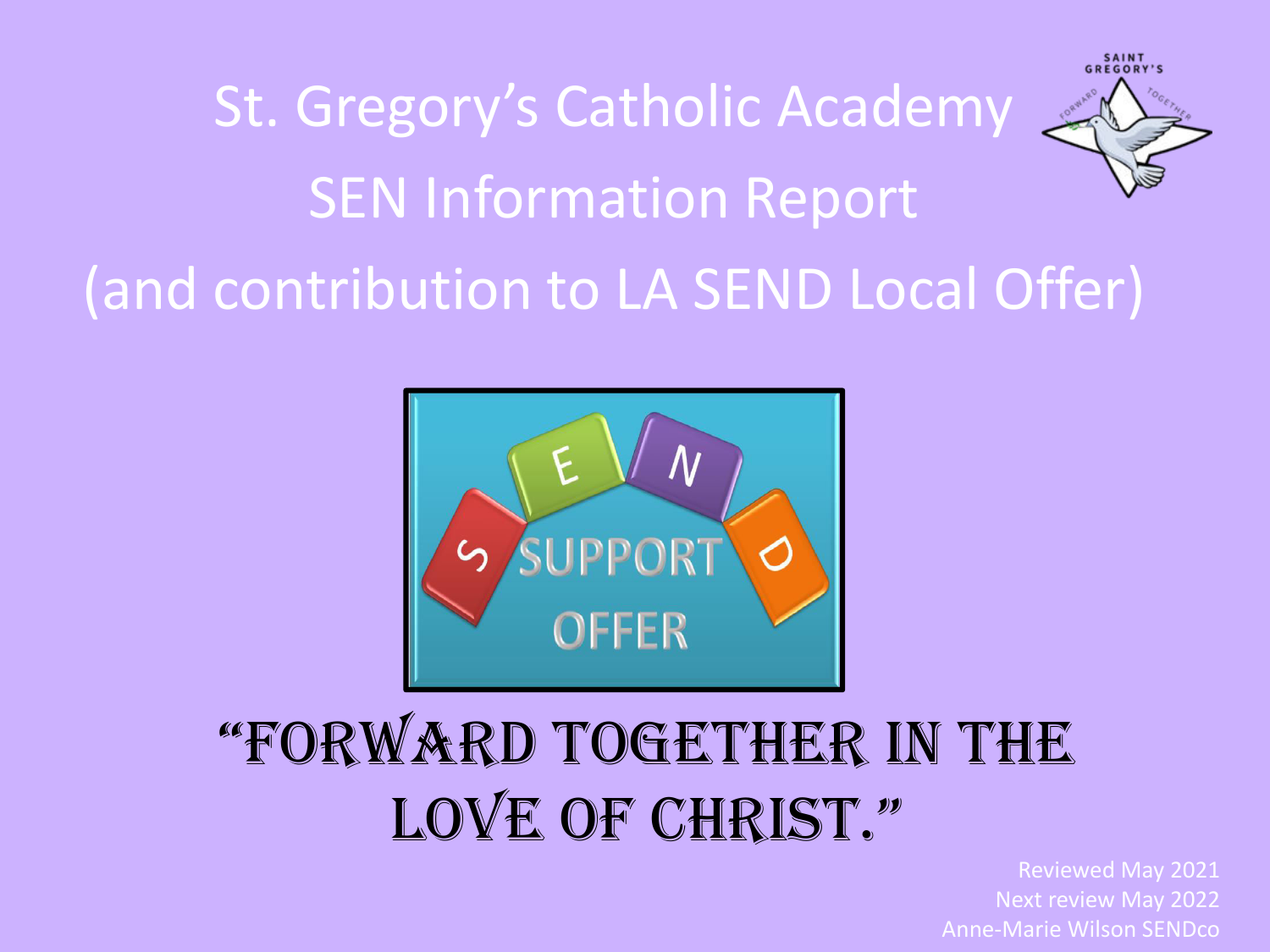# St. Gregory's Catholic Academy
# SEN Information Report
# (and contribution to LA SEND Local Offer)

"Forward Together in the Love of Christ."

Reviewed May 2021
Next review May 2022
Anne-Marie Wilson SENDco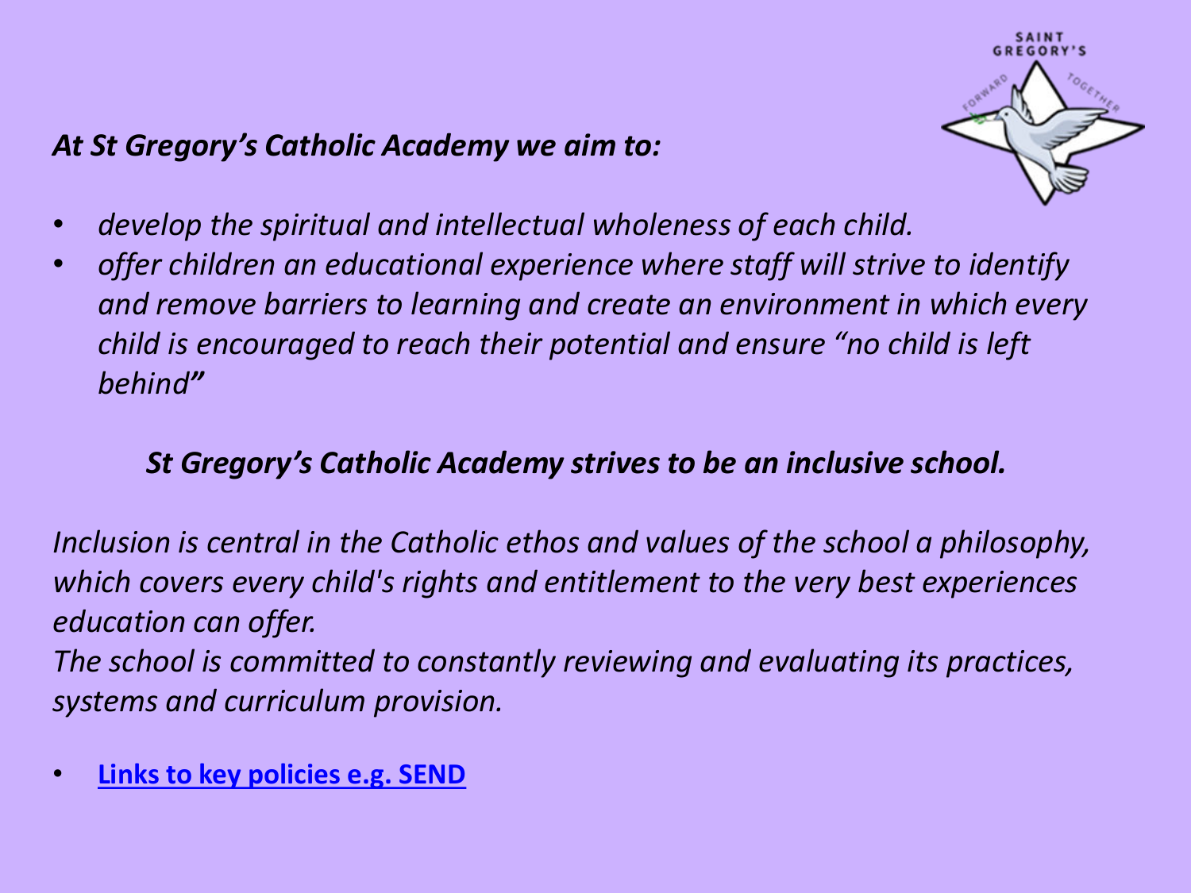***At St Gregory's Catholic Academy we aim to:***

- *develop the spiritual and intellectual wholeness of each child.*
- *offer children an educational experience where staff will strive to identify and remove barriers to learning and create an environment in which every child is encouraged to reach their potential and ensure "no child is left behind"*

***St Gregory's Catholic Academy strives to be an inclusive school.***

*Inclusion is central in the Catholic ethos and values of the school a philosophy, which covers every child's rights and entitlement to the very best experiences education can offer.*
*The school is committed to constantly reviewing and evaluating its practices, systems and curriculum provision.*

- **Links to key policies e.g. SEND**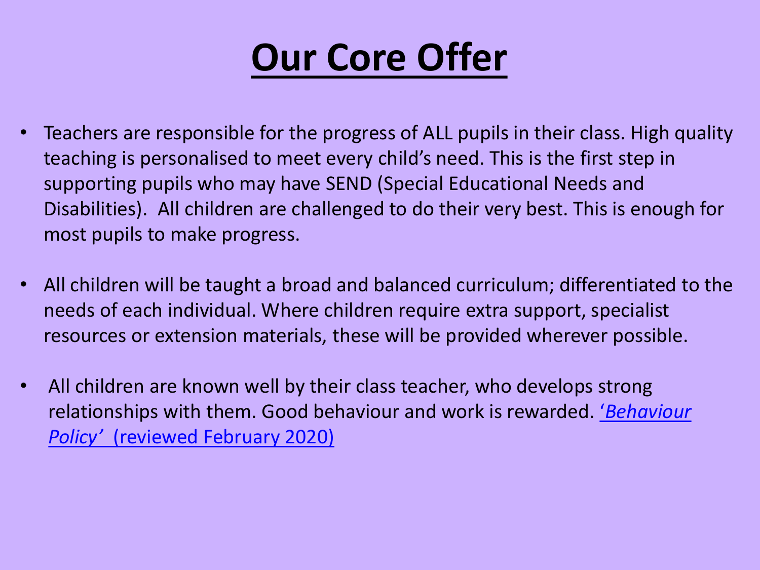# Our Core Offer

- Teachers are responsible for the progress of ALL pupils in their class. High quality teaching is personalised to meet every child's need. This is the first step in supporting pupils who may have SEND (Special Educational Needs and Disabilities). All children are challenged to do their very best. This is enough for most pupils to make progress.

- All children will be taught a broad and balanced curriculum; differentiated to the needs of each individual. Where children require extra support, specialist resources or extension materials, these will be provided wherever possible.

- All children are known well by their class teacher, who develops strong relationships with them. Good behaviour and work is rewarded. *'Behaviour Policy'* (reviewed February 2020)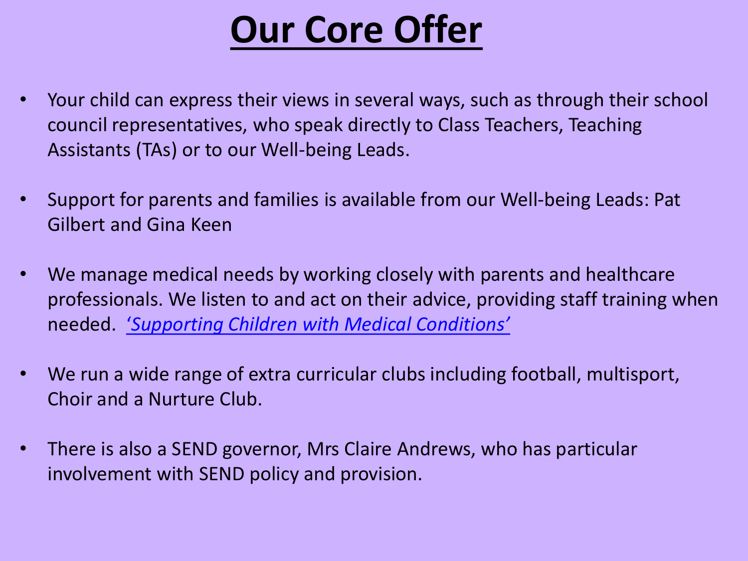# Our Core Offer

- Your child can express their views in several ways, such as through their school council representatives, who speak directly to Class Teachers, Teaching Assistants (TAs) or to our Well-being Leads.

- Support for parents and families is available from our Well-being Leads: Pat Gilbert and Gina Keen

- We manage medical needs by working closely with parents and healthcare professionals. We listen to and act on their advice, providing staff training when needed. *'Supporting Children with Medical Conditions'*

- We run a wide range of extra curricular clubs including football, multisport, Choir and a Nurture Club.

- There is also a SEND governor, Mrs Claire Andrews, who has particular involvement with SEND policy and provision.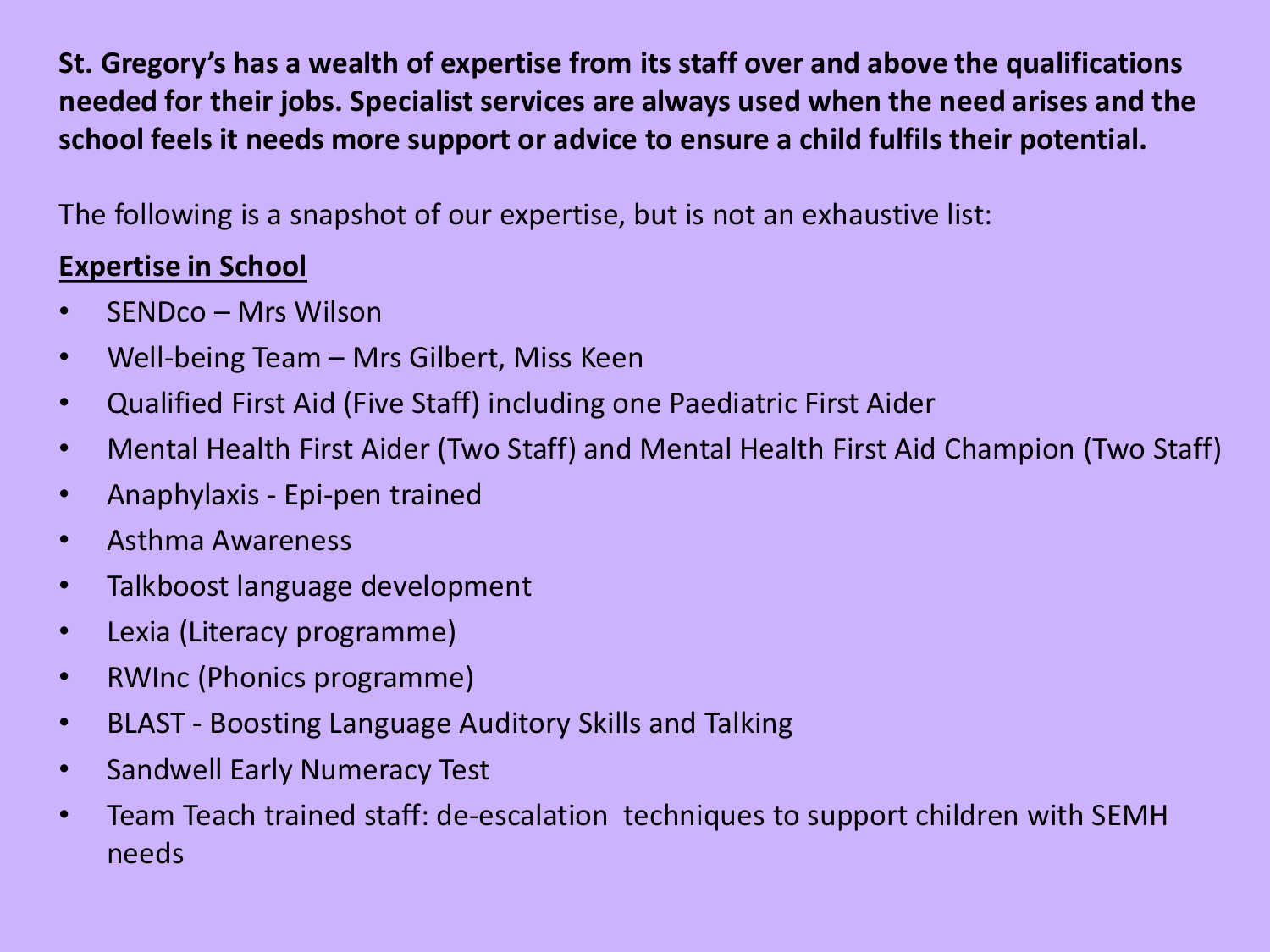**St. Gregory's has a wealth of expertise from its staff over and above the qualifications needed for their jobs. Specialist services are always used when the need arises and the school feels it needs more support or advice to ensure a child fulfils their potential.**

The following is a snapshot of our expertise, but is not an exhaustive list:

## Expertise in School

- SENDco – Mrs Wilson
- Well-being Team – Mrs Gilbert, Miss Keen
- Qualified First Aid (Five Staff) including one Paediatric First Aider
- Mental Health First Aider (Two Staff) and Mental Health First Aid Champion (Two Staff)
- Anaphylaxis - Epi-pen trained
- Asthma Awareness
- Talkboost language development
- Lexia (Literacy programme)
- RWInc (Phonics programme)
- BLAST - Boosting Language Auditory Skills and Talking
- Sandwell Early Numeracy Test
- Team Teach trained staff: de-escalation techniques to support children with SEMH needs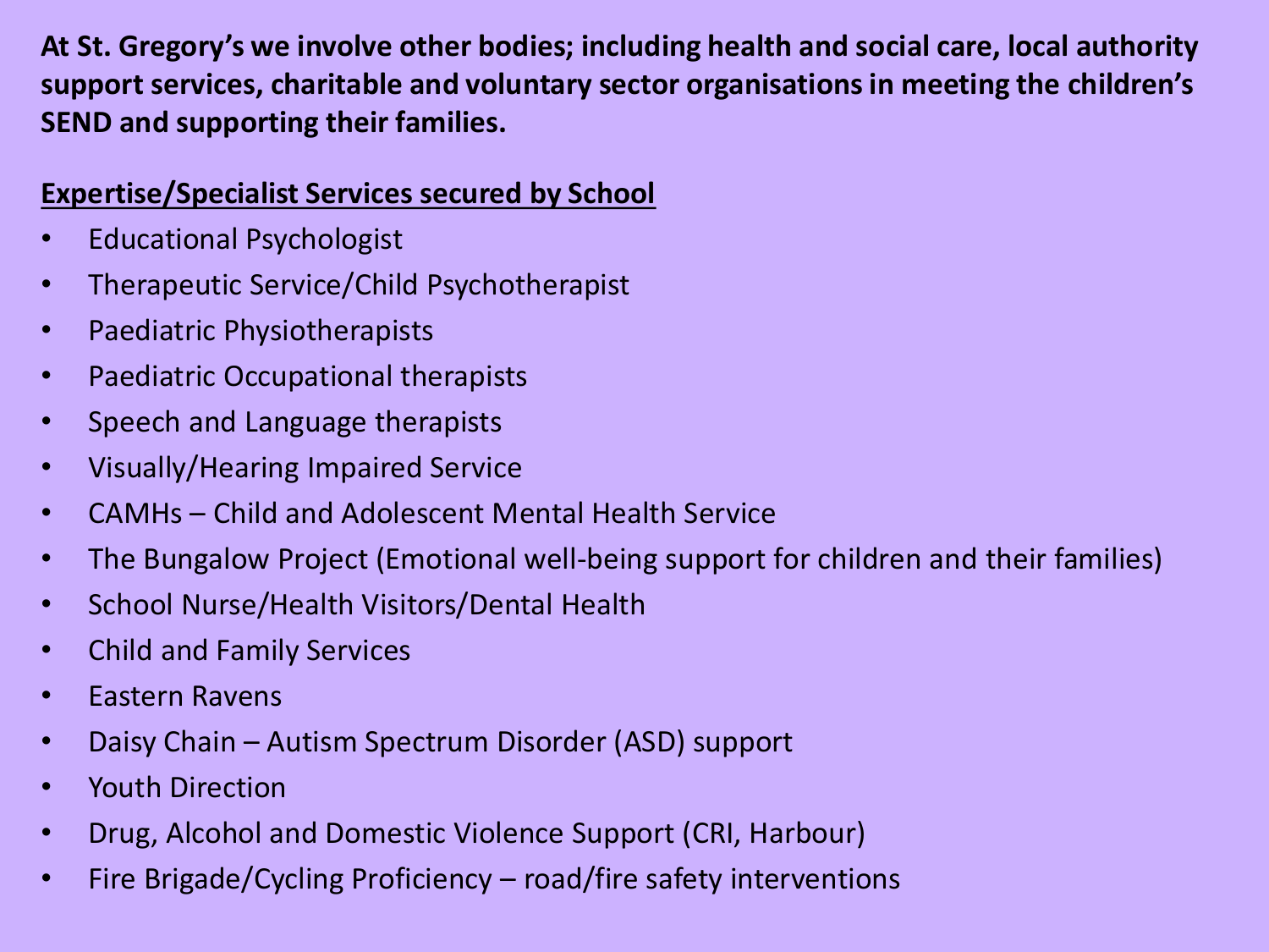**At St. Gregory's we involve other bodies; including health and social care, local authority support services, charitable and voluntary sector organisations in meeting the children's SEND and supporting their families.**

**<u>Expertise/Specialist Services secured by School</u>**

- Educational Psychologist
- Therapeutic Service/Child Psychotherapist
- Paediatric Physiotherapists
- Paediatric Occupational therapists
- Speech and Language therapists
- Visually/Hearing Impaired Service
- CAMHs – Child and Adolescent Mental Health Service
- The Bungalow Project (Emotional well-being support for children and their families)
- School Nurse/Health Visitors/Dental Health
- Child and Family Services
- Eastern Ravens
- Daisy Chain – Autism Spectrum Disorder (ASD) support
- Youth Direction
- Drug, Alcohol and Domestic Violence Support (CRI, Harbour)
- Fire Brigade/Cycling Proficiency – road/fire safety interventions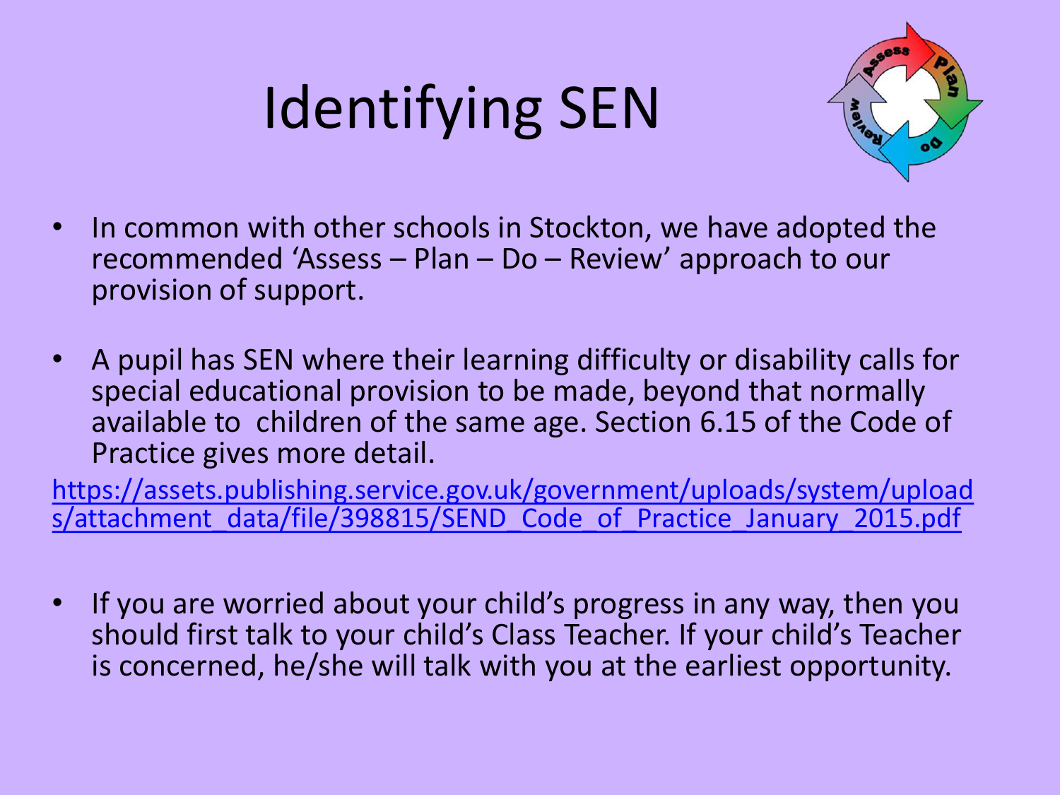# Identifying SEN

- In common with other schools in Stockton, we have adopted the recommended 'Assess – Plan – Do – Review' approach to our provision of support.

- A pupil has SEN where their learning difficulty or disability calls for special educational provision to be made, beyond that normally available to children of the same age. Section 6.15 of the Code of Practice gives more detail.

https://assets.publishing.service.gov.uk/government/uploads/system/uploads/attachment_data/file/398815/SEND_Code_of_Practice_January_2015.pdf

- If you are worried about your child's progress in any way, then you should first talk to your child's Class Teacher. If your child's Teacher is concerned, he/she will talk with you at the earliest opportunity.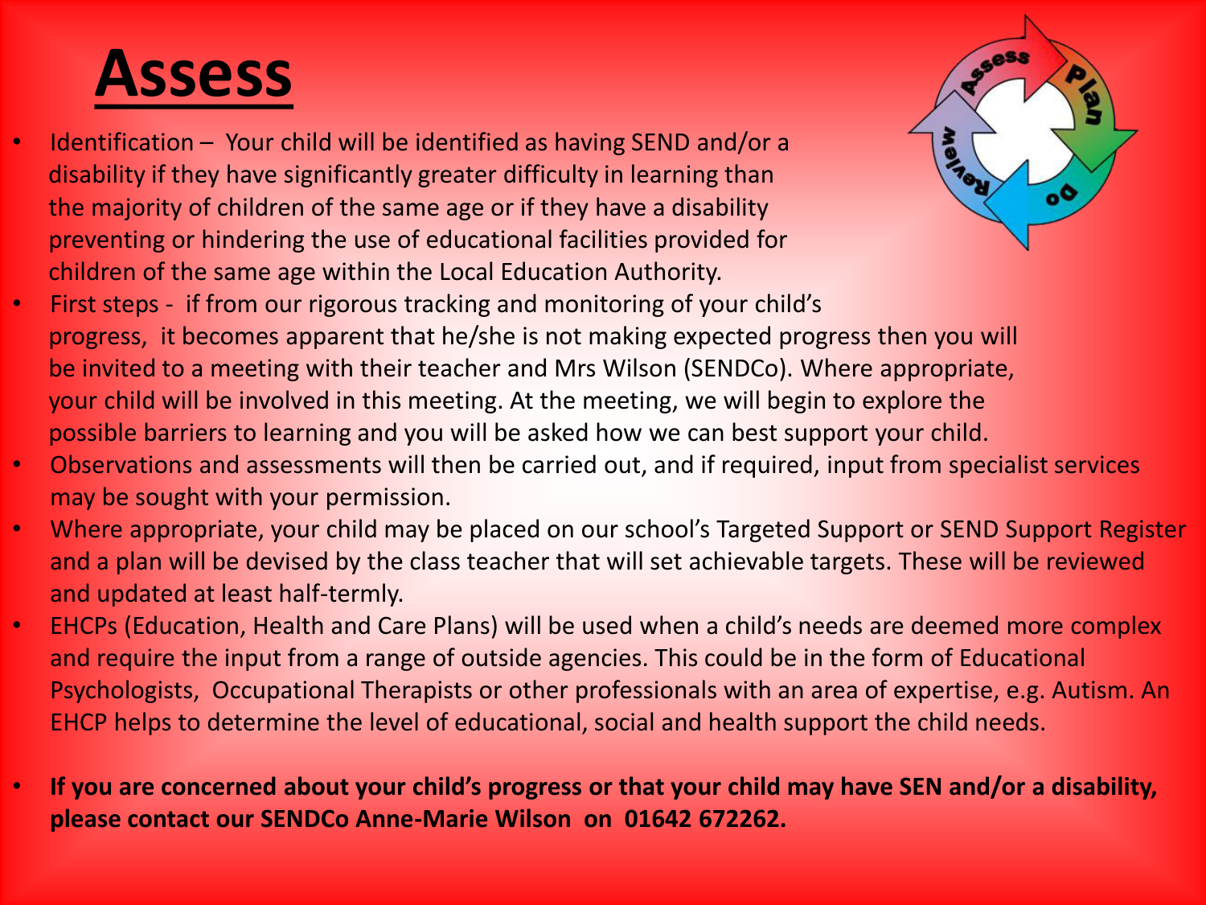# Assess

- Identification – Your child will be identified as having SEND and/or a disability if they have significantly greater difficulty in learning than the majority of children of the same age or if they have a disability preventing or hindering the use of educational facilities provided for children of the same age within the Local Education Authority.
- First steps - if from our rigorous tracking and monitoring of your child's progress, it becomes apparent that he/she is not making expected progress then you will be invited to a meeting with their teacher and Mrs Wilson (SENDCo). Where appropriate, your child will be involved in this meeting. At the meeting, we will begin to explore the possible barriers to learning and you will be asked how we can best support your child.
- Observations and assessments will then be carried out, and if required, input from specialist services may be sought with your permission.
- Where appropriate, your child may be placed on our school's Targeted Support or SEND Support Register and a plan will be devised by the class teacher that will set achievable targets. These will be reviewed and updated at least half-termly.
- EHCPs (Education, Health and Care Plans) will be used when a child's needs are deemed more complex and require the input from a range of outside agencies. This could be in the form of Educational Psychologists, Occupational Therapists or other professionals with an area of expertise, e.g. Autism. An EHCP helps to determine the level of educational, social and health support the child needs.
- **If you are concerned about your child's progress or that your child may have SEN and/or a disability, please contact our SENDCo Anne-Marie Wilson on 01642 672262.**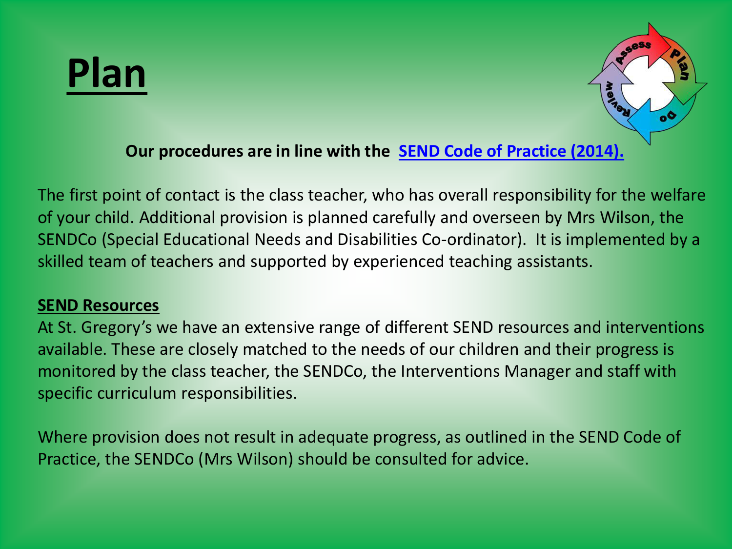# Plan

**Our procedures are in line with the [SEND Code of Practice (2014).]()**

The first point of contact is the class teacher, who has overall responsibility for the welfare of your child. Additional provision is planned carefully and overseen by Mrs Wilson, the SENDCo (Special Educational Needs and Disabilities Co-ordinator). It is implemented by a skilled team of teachers and supported by experienced teaching assistants.

**SEND Resources**

At St. Gregory's we have an extensive range of different SEND resources and interventions available. These are closely matched to the needs of our children and their progress is monitored by the class teacher, the SENDCo, the Interventions Manager and staff with specific curriculum responsibilities.

Where provision does not result in adequate progress, as outlined in the SEND Code of Practice, the SENDCo (Mrs Wilson) should be consulted for advice.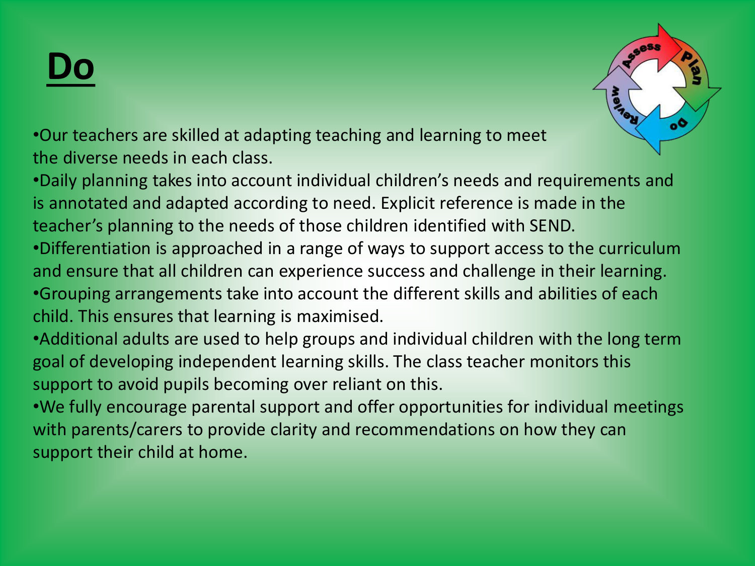# Do

- Our teachers are skilled at adapting teaching and learning to meet the diverse needs in each class.
- Daily planning takes into account individual children's needs and requirements and is annotated and adapted according to need. Explicit reference is made in the teacher's planning to the needs of those children identified with SEND.
- Differentiation is approached in a range of ways to support access to the curriculum and ensure that all children can experience success and challenge in their learning.
- Grouping arrangements take into account the different skills and abilities of each child. This ensures that learning is maximised.
- Additional adults are used to help groups and individual children with the long term goal of developing independent learning skills. The class teacher monitors this support to avoid pupils becoming over reliant on this.
- We fully encourage parental support and offer opportunities for individual meetings with parents/carers to provide clarity and recommendations on how they can support their child at home.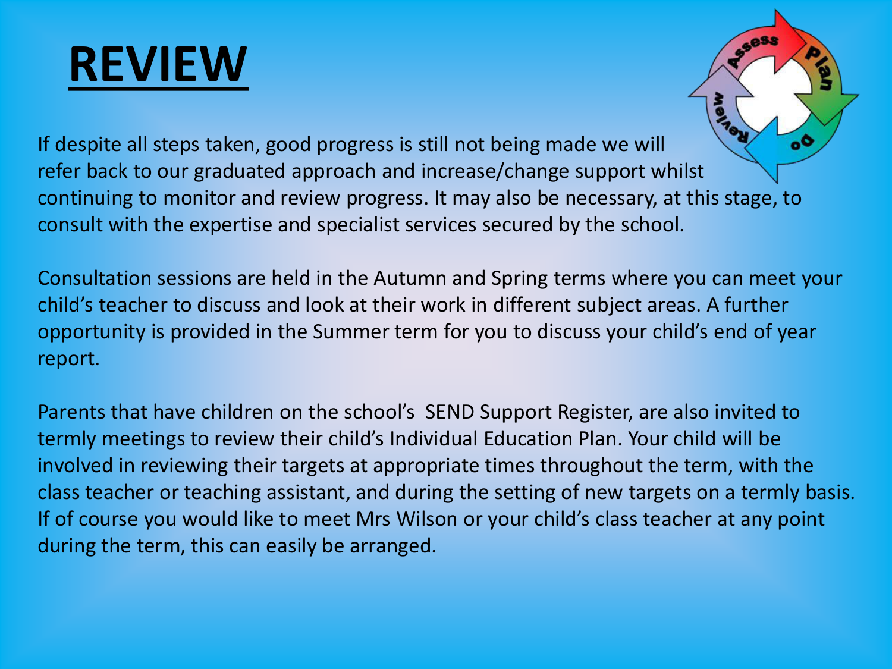# REVIEW

If despite all steps taken, good progress is still not being made we will refer back to our graduated approach and increase/change support whilst continuing to monitor and review progress. It may also be necessary, at this stage, to consult with the expertise and specialist services secured by the school.

Consultation sessions are held in the Autumn and Spring terms where you can meet your child's teacher to discuss and look at their work in different subject areas. A further opportunity is provided in the Summer term for you to discuss your child's end of year report.

Parents that have children on the school's SEND Support Register, are also invited to termly meetings to review their child's Individual Education Plan. Your child will be involved in reviewing their targets at appropriate times throughout the term, with the class teacher or teaching assistant, and during the setting of new targets on a termly basis. If of course you would like to meet Mrs Wilson or your child's class teacher at any point during the term, this can easily be arranged.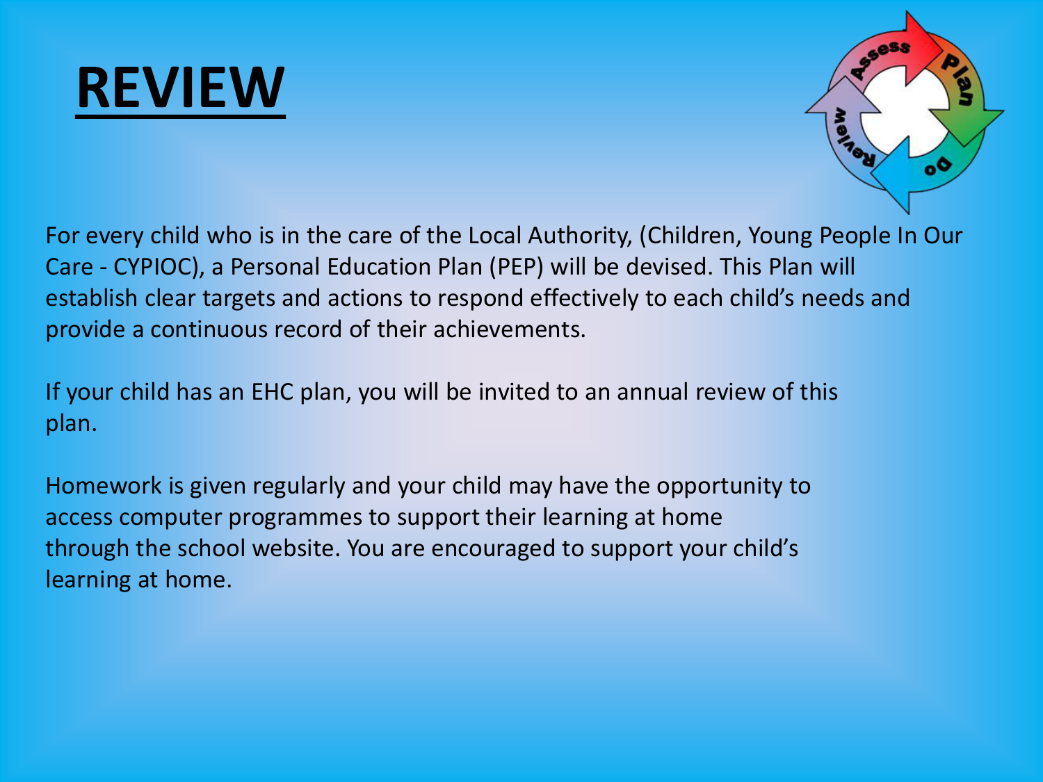# REVIEW

For every child who is in the care of the Local Authority, (Children, Young People In Our Care - CYPIOC), a Personal Education Plan (PEP) will be devised. This Plan will establish clear targets and actions to respond effectively to each child's needs and provide a continuous record of their achievements.

If your child has an EHC plan, you will be invited to an annual review of this plan.

Homework is given regularly and your child may have the opportunity to access computer programmes to support their learning at home through the school website. You are encouraged to support your child's learning at home.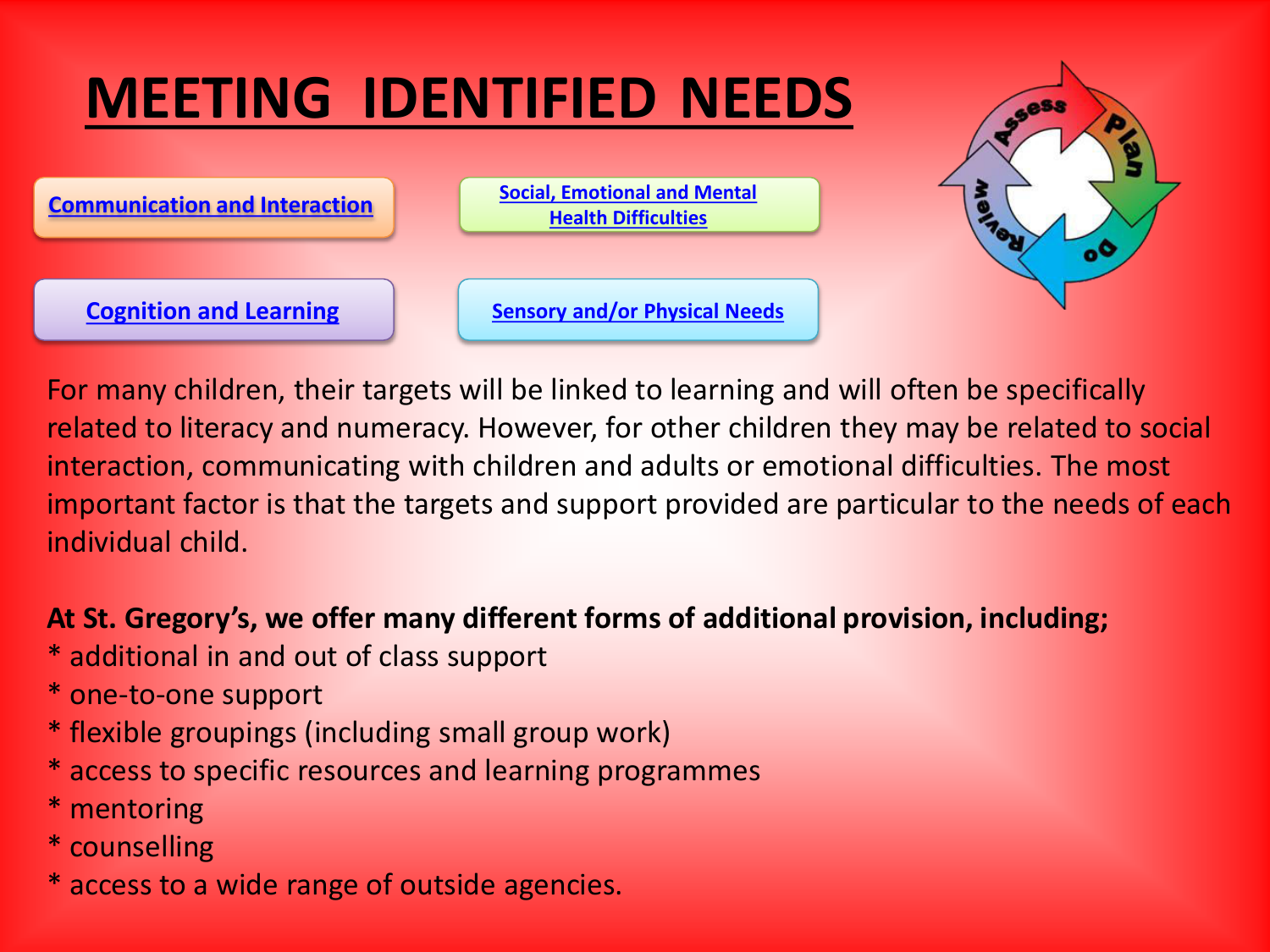# MEETING IDENTIFIED NEEDS

Communication and Interaction

Social, Emotional and Mental Health Difficulties

Cognition and Learning

Sensory and/or Physical Needs

Assess – Plan – Do – Review

For many children, their targets will be linked to learning and will often be specifically related to literacy and numeracy. However, for other children they may be related to social interaction, communicating with children and adults or emotional difficulties. The most important factor is that the targets and support provided are particular to the needs of each individual child.

**At St. Gregory's, we offer many different forms of additional provision, including;**

* additional in and out of class support
* one-to-one support
* flexible groupings (including small group work)
* access to specific resources and learning programmes
* mentoring
* counselling
* access to a wide range of outside agencies.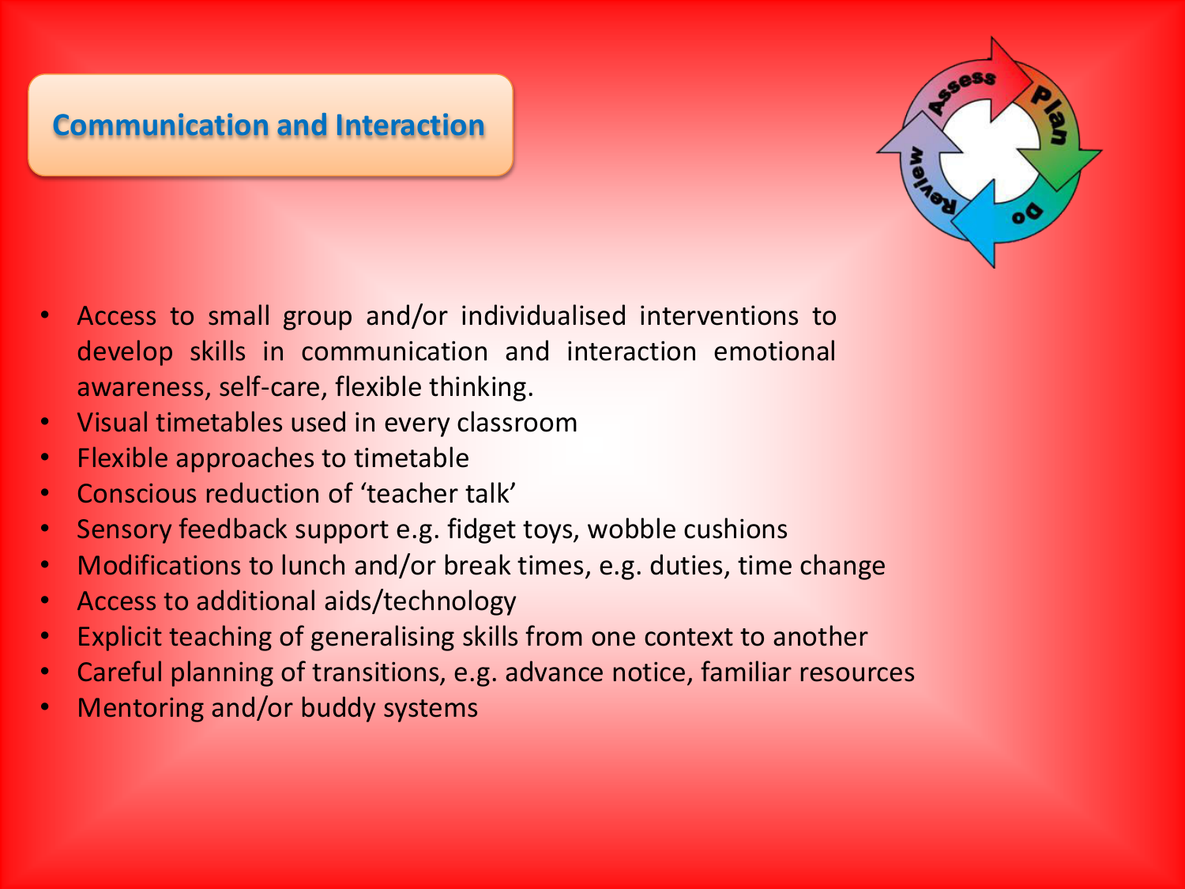## Communication and Interaction

- Access to small group and/or individualised interventions to develop skills in communication and interaction emotional awareness, self-care, flexible thinking.
- Visual timetables used in every classroom
- Flexible approaches to timetable
- Conscious reduction of 'teacher talk'
- Sensory feedback support e.g. fidget toys, wobble cushions
- Modifications to lunch and/or break times, e.g. duties, time change
- Access to additional aids/technology
- Explicit teaching of generalising skills from one context to another
- Careful planning of transitions, e.g. advance notice, familiar resources
- Mentoring and/or buddy systems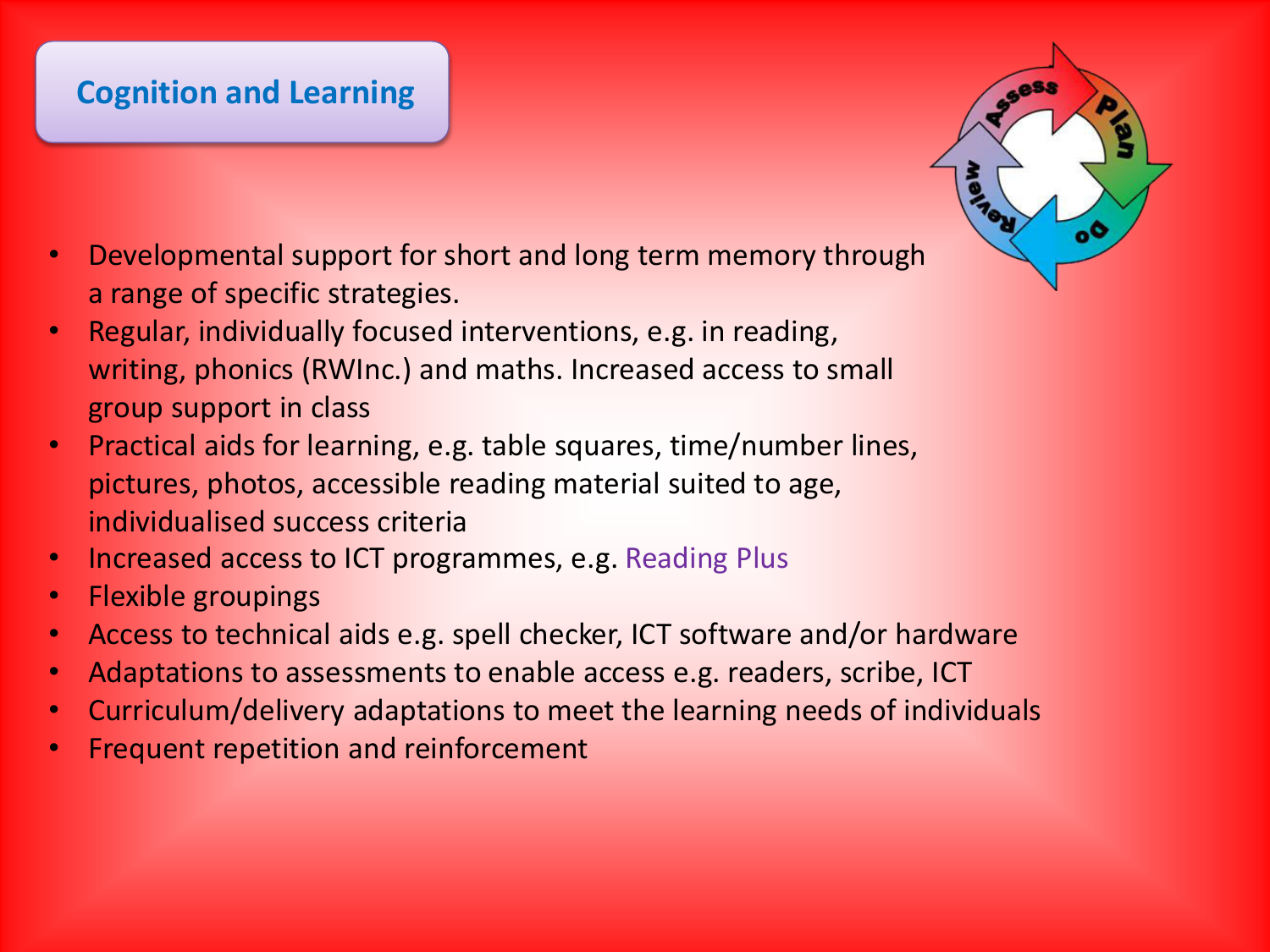## Cognition and Learning

- Developmental support for short and long term memory through a range of specific strategies.
- Regular, individually focused interventions, e.g. in reading, writing, phonics (RWInc.) and maths. Increased access to small group support in class
- Practical aids for learning, e.g. table squares, time/number lines, pictures, photos, accessible reading material suited to age, individualised success criteria
- Increased access to ICT programmes, e.g. Reading Plus
- Flexible groupings
- Access to technical aids e.g. spell checker, ICT software and/or hardware
- Adaptations to assessments to enable access e.g. readers, scribe, ICT
- Curriculum/delivery adaptations to meet the learning needs of individuals
- Frequent repetition and reinforcement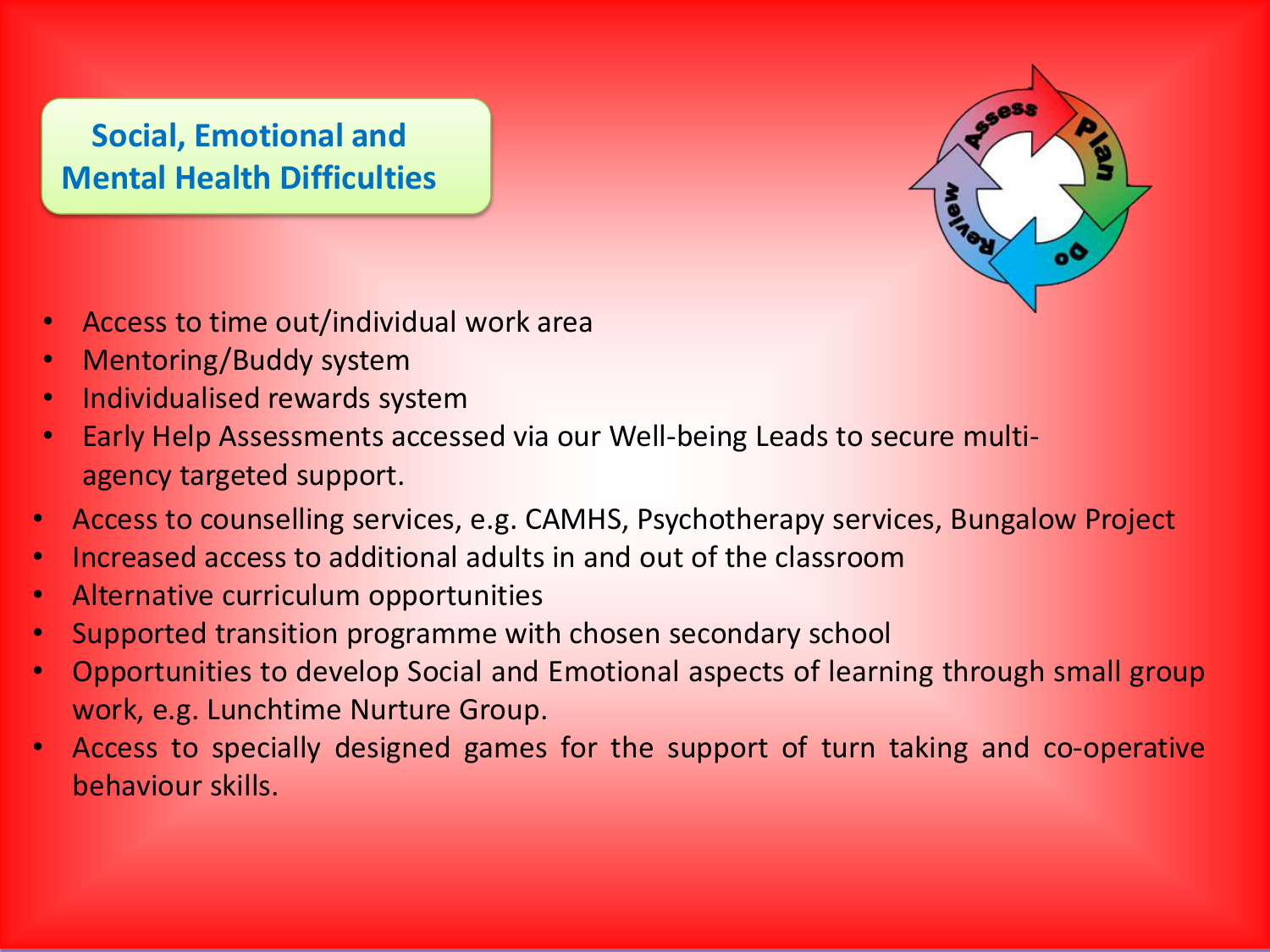## Social, Emotional and Mental Health Difficulties

- Access to time out/individual work area
- Mentoring/Buddy system
- Individualised rewards system
- Early Help Assessments accessed via our Well-being Leads to secure multi-agency targeted support.
- Access to counselling services, e.g. CAMHS, Psychotherapy services, Bungalow Project
- Increased access to additional adults in and out of the classroom
- Alternative curriculum opportunities
- Supported transition programme with chosen secondary school
- Opportunities to develop Social and Emotional aspects of learning through small group work, e.g. Lunchtime Nurture Group.
- Access to specially designed games for the support of turn taking and co-operative behaviour skills.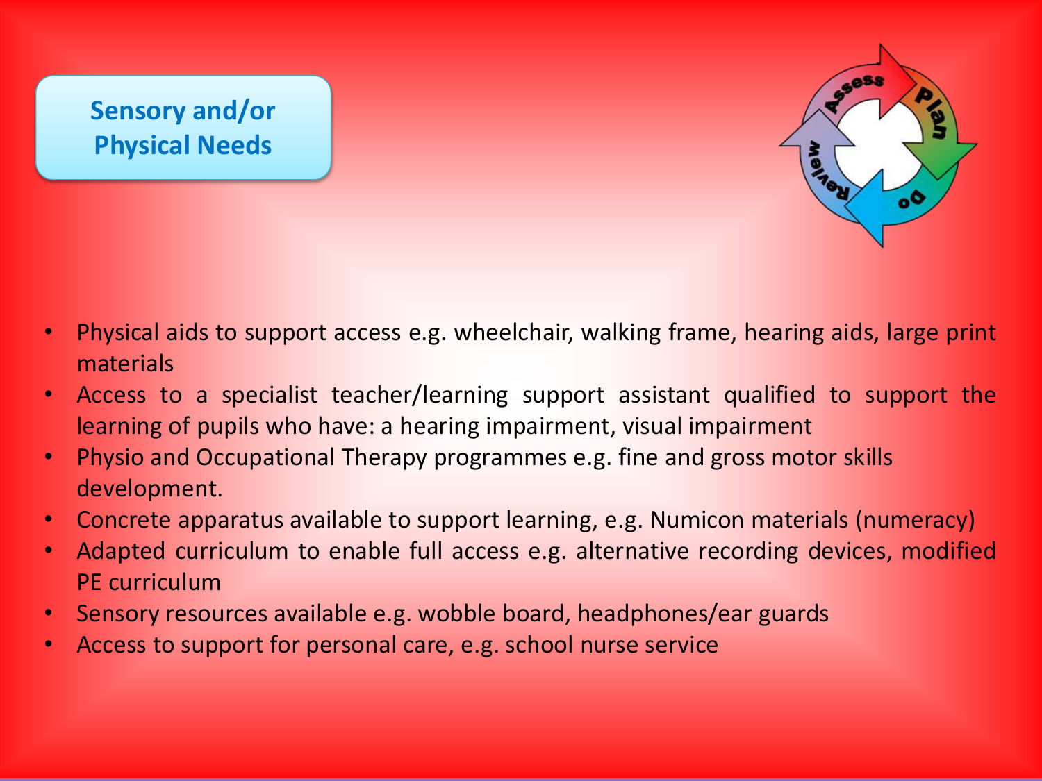## Sensory and/or Physical Needs

- Physical aids to support access e.g. wheelchair, walking frame, hearing aids, large print materials
- Access to a specialist teacher/learning support assistant qualified to support the learning of pupils who have: a hearing impairment, visual impairment
- Physio and Occupational Therapy programmes e.g. fine and gross motor skills development.
- Concrete apparatus available to support learning, e.g. Numicon materials (numeracy)
- Adapted curriculum to enable full access e.g. alternative recording devices, modified PE curriculum
- Sensory resources available e.g. wobble board, headphones/ear guards
- Access to support for personal care, e.g. school nurse service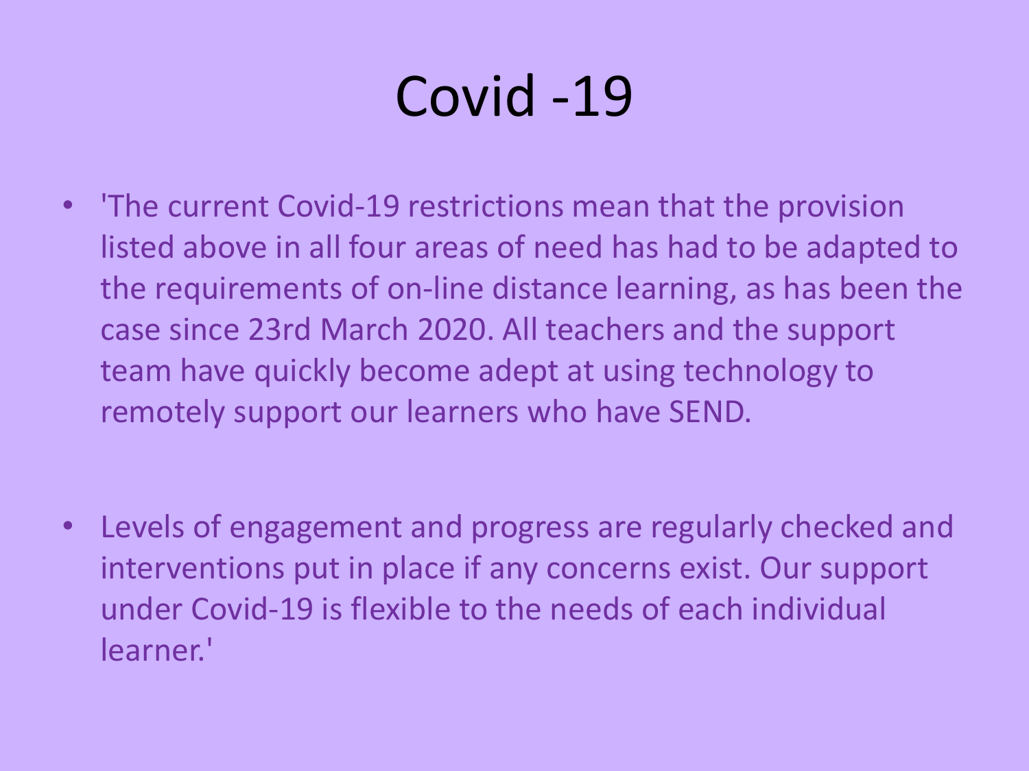# Covid -19

- 'The current Covid-19 restrictions mean that the provision listed above in all four areas of need has had to be adapted to the requirements of on-line distance learning, as has been the case since 23rd March 2020. All teachers and the support team have quickly become adept at using technology to remotely support our learners who have SEND.

- Levels of engagement and progress are regularly checked and interventions put in place if any concerns exist. Our support under Covid-19 is flexible to the needs of each individual learner.'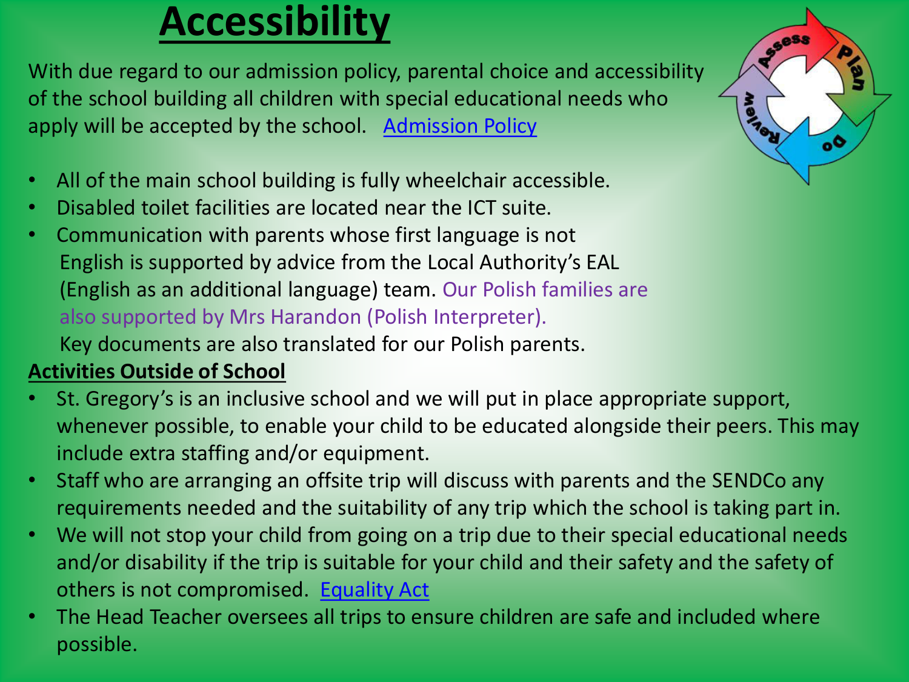# Accessibility

With due regard to our admission policy, parental choice and accessibility of the school building all children with special educational needs who apply will be accepted by the school. Admission Policy

- All of the main school building is fully wheelchair accessible.
- Disabled toilet facilities are located near the ICT suite.
- Communication with parents whose first language is not English is supported by advice from the Local Authority's EAL (English as an additional language) team. Our Polish families are also supported by Mrs Harandon (Polish Interpreter). Key documents are also translated for our Polish parents.

**Activities Outside of School**

- St. Gregory's is an inclusive school and we will put in place appropriate support, whenever possible, to enable your child to be educated alongside their peers. This may include extra staffing and/or equipment.
- Staff who are arranging an offsite trip will discuss with parents and the SENDCo any requirements needed and the suitability of any trip which the school is taking part in.
- We will not stop your child from going on a trip due to their special educational needs and/or disability if the trip is suitable for your child and their safety and the safety of others is not compromised. Equality Act
- The Head Teacher oversees all trips to ensure children are safe and included where possible.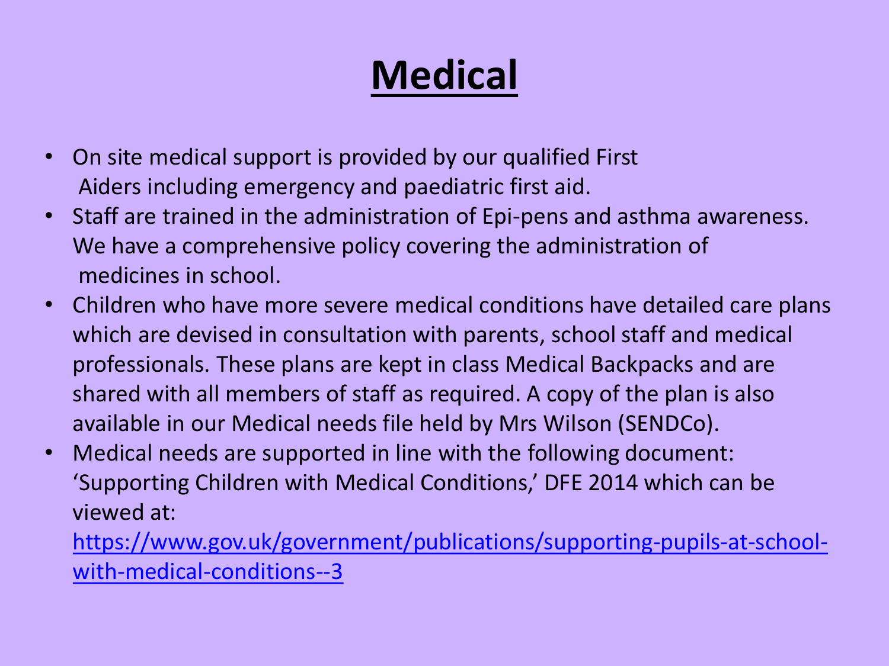# Medical

- On site medical support is provided by our qualified First Aiders including emergency and paediatric first aid.
- Staff are trained in the administration of Epi-pens and asthma awareness. We have a comprehensive policy covering the administration of medicines in school.
- Children who have more severe medical conditions have detailed care plans which are devised in consultation with parents, school staff and medical professionals. These plans are kept in class Medical Backpacks and are shared with all members of staff as required. A copy of the plan is also available in our Medical needs file held by Mrs Wilson (SENDCo).
- Medical needs are supported in line with the following document: 'Supporting Children with Medical Conditions,' DFE 2014 which can be viewed at: [https://www.gov.uk/government/publications/supporting-pupils-at-school-with-medical-conditions--3](https://www.gov.uk/government/publications/supporting-pupils-at-school-with-medical-conditions--3)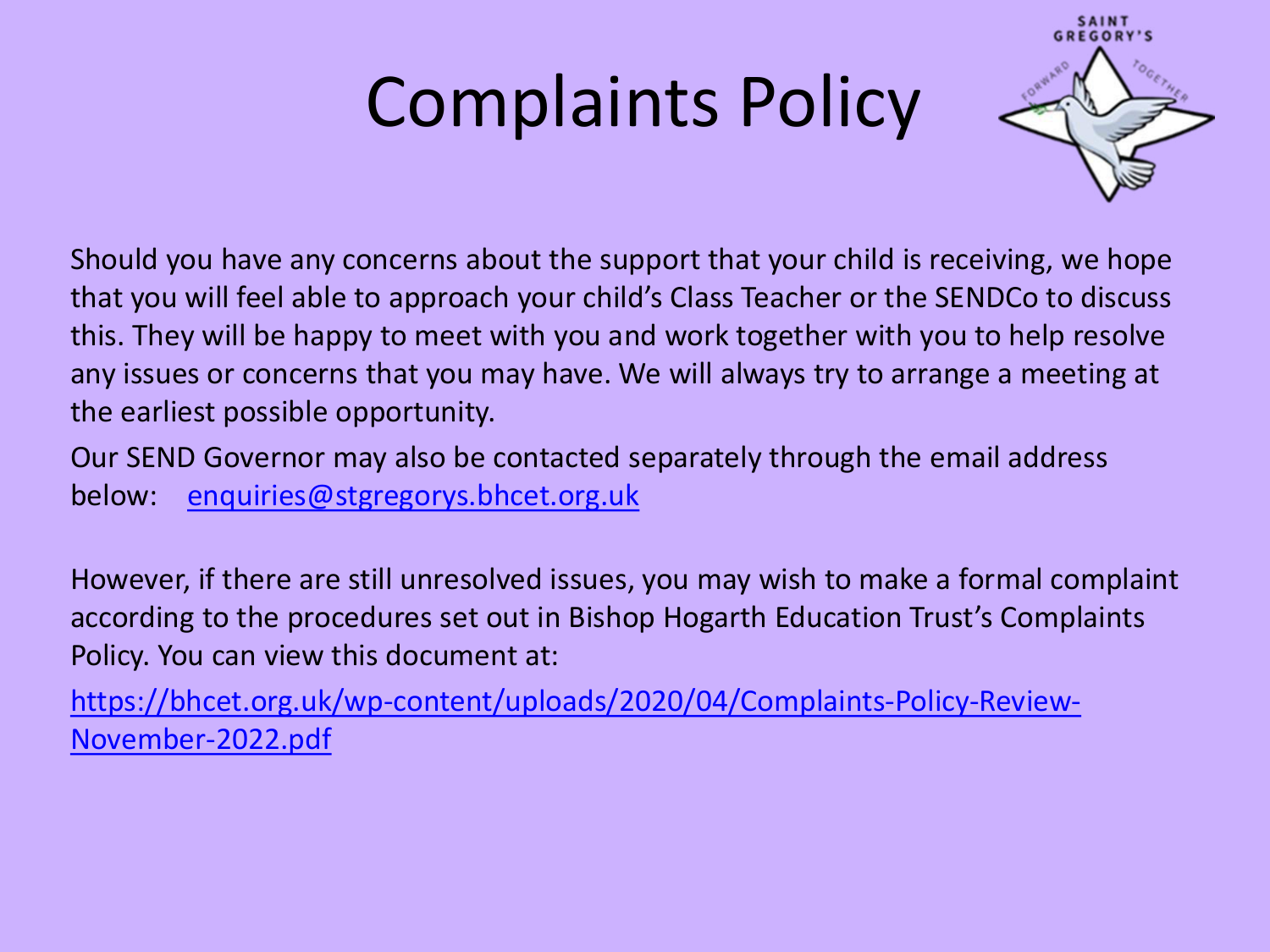# Complaints Policy

Should you have any concerns about the support that your child is receiving, we hope that you will feel able to approach your child's Class Teacher or the SENDCo to discuss this. They will be happy to meet with you and work together with you to help resolve any issues or concerns that you may have. We will always try to arrange a meeting at the earliest possible opportunity.

Our SEND Governor may also be contacted separately through the email address below: enquiries@stgregorys.bhcet.org.uk

However, if there are still unresolved issues, you may wish to make a formal complaint according to the procedures set out in Bishop Hogarth Education Trust's Complaints Policy. You can view this document at:

https://bhcet.org.uk/wp-content/uploads/2020/04/Complaints-Policy-Review-November-2022.pdf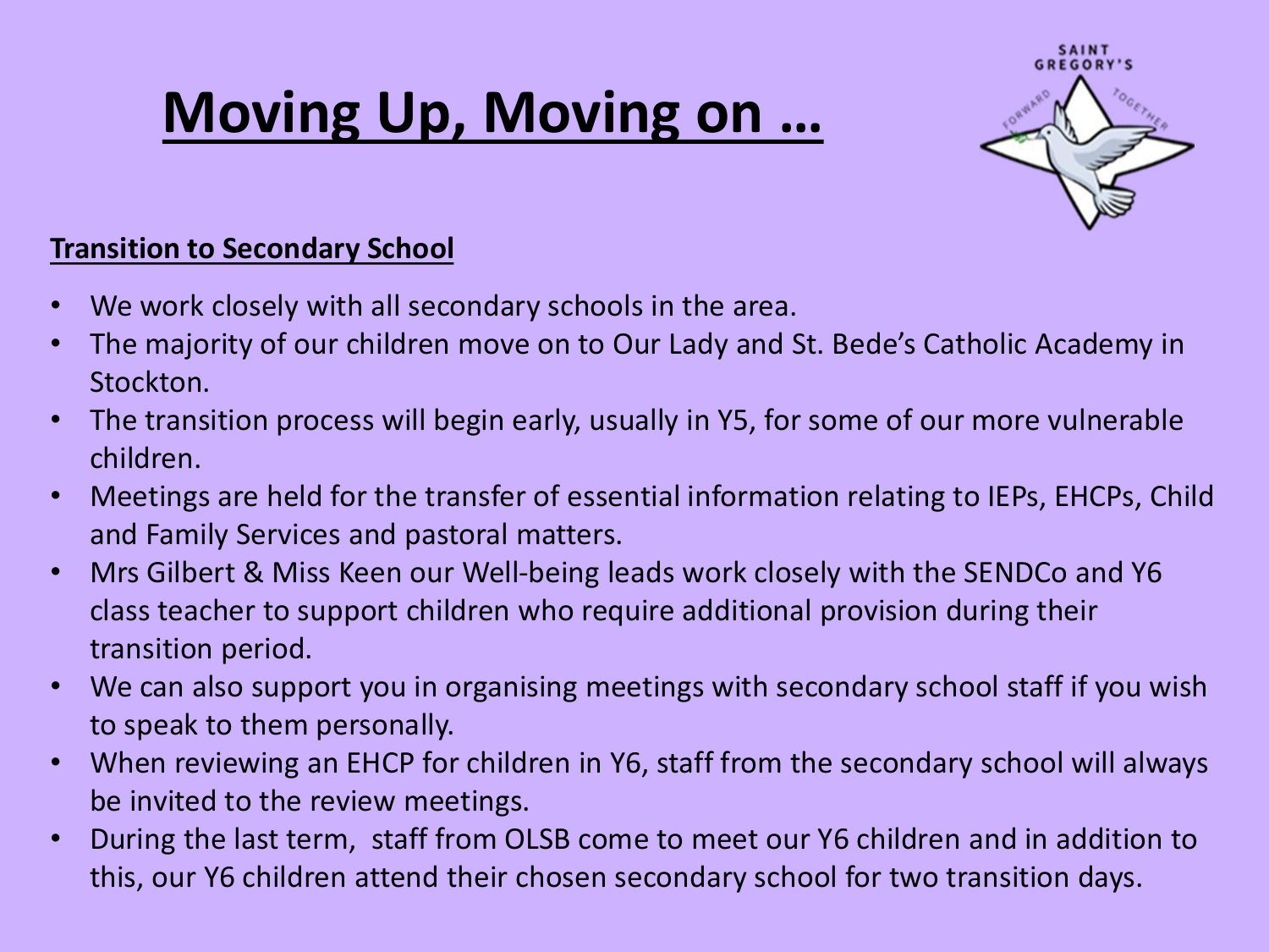# Moving Up, Moving on …

## Transition to Secondary School

- We work closely with all secondary schools in the area.
- The majority of our children move on to Our Lady and St. Bede's Catholic Academy in Stockton.
- The transition process will begin early, usually in Y5, for some of our more vulnerable children.
- Meetings are held for the transfer of essential information relating to IEPs, EHCPs, Child and Family Services and pastoral matters.
- Mrs Gilbert & Miss Keen our Well-being leads work closely with the SENDCo and Y6 class teacher to support children who require additional provision during their transition period.
- We can also support you in organising meetings with secondary school staff if you wish to speak to them personally.
- When reviewing an EHCP for children in Y6, staff from the secondary school will always be invited to the review meetings.
- During the last term, staff from OLSB come to meet our Y6 children and in addition to this, our Y6 children attend their chosen secondary school for two transition days.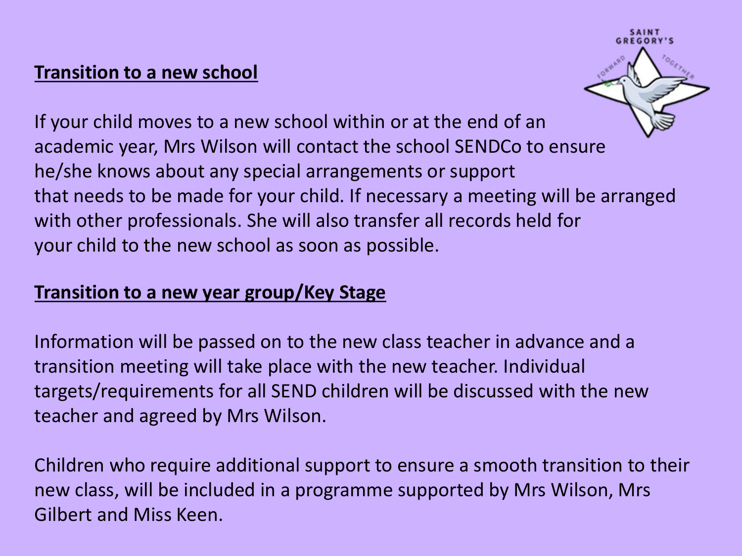**Transition to a new school**

If your child moves to a new school within or at the end of an academic year, Mrs Wilson will contact the school SENDCo to ensure he/she knows about any special arrangements or support that needs to be made for your child. If necessary a meeting will be arranged with other professionals. She will also transfer all records held for your child to the new school as soon as possible.

**Transition to a new year group/Key Stage**

Information will be passed on to the new class teacher in advance and a transition meeting will take place with the new teacher. Individual targets/requirements for all SEND children will be discussed with the new teacher and agreed by Mrs Wilson.

Children who require additional support to ensure a smooth transition to their new class, will be included in a programme supported by Mrs Wilson, Mrs Gilbert and Miss Keen.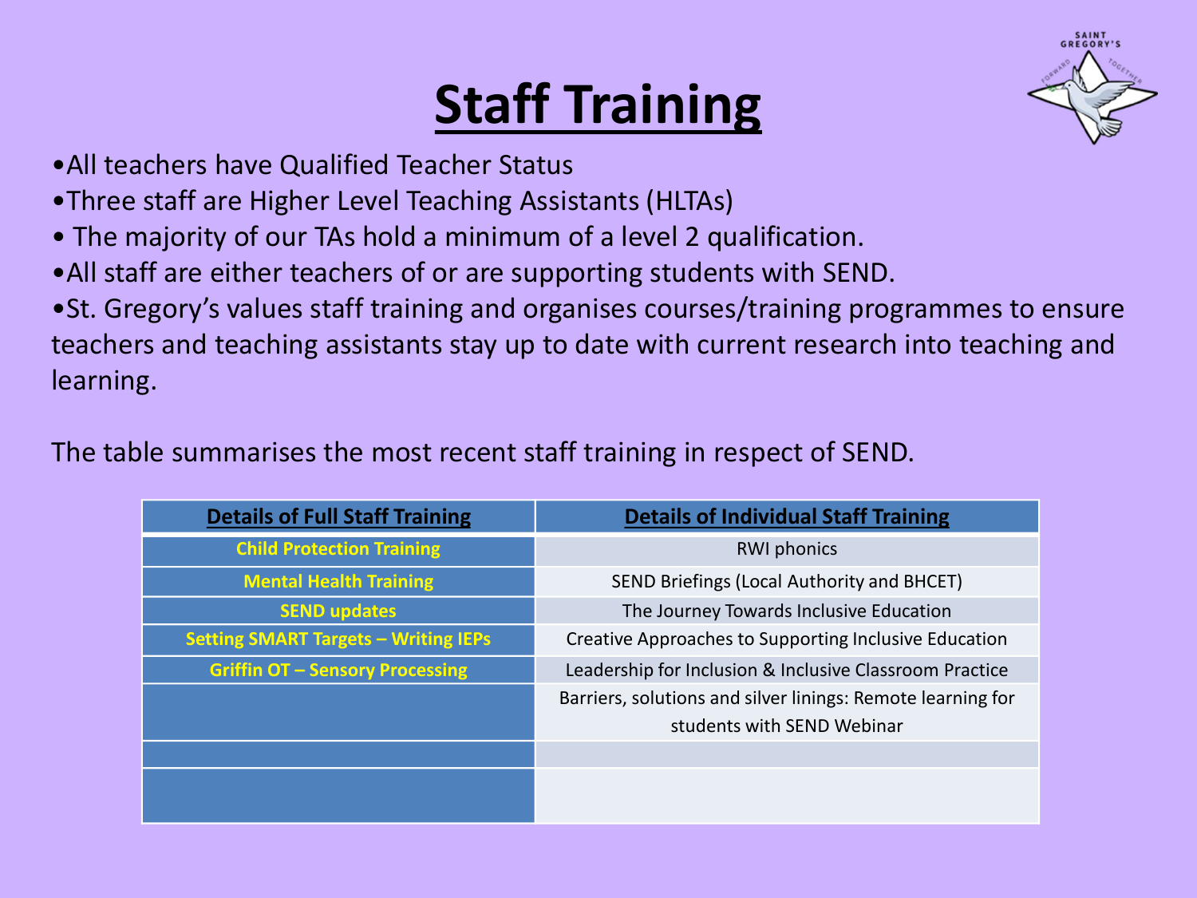# Staff Training

- All teachers have Qualified Teacher Status
- Three staff are Higher Level Teaching Assistants (HLTAs)
- The majority of our TAs hold a minimum of a level 2 qualification.
- All staff are either teachers of or are supporting students with SEND.
- St. Gregory's values staff training and organises courses/training programmes to ensure teachers and teaching assistants stay up to date with current research into teaching and learning.

The table summarises the most recent staff training in respect of SEND.

| Details of Full Staff Training | Details of Individual Staff Training |
|---|---|
| Child Protection Training | RWI phonics |
| Mental Health Training | SEND Briefings (Local Authority and BHCET) |
| SEND updates | The Journey Towards Inclusive Education |
| Setting SMART Targets – Writing IEPs | Creative Approaches to Supporting Inclusive Education |
| Griffin OT – Sensory Processing | Leadership for Inclusion & Inclusive Classroom Practice |
| | Barriers, solutions and silver linings: Remote learning for students with SEND Webinar |
| | |
| | |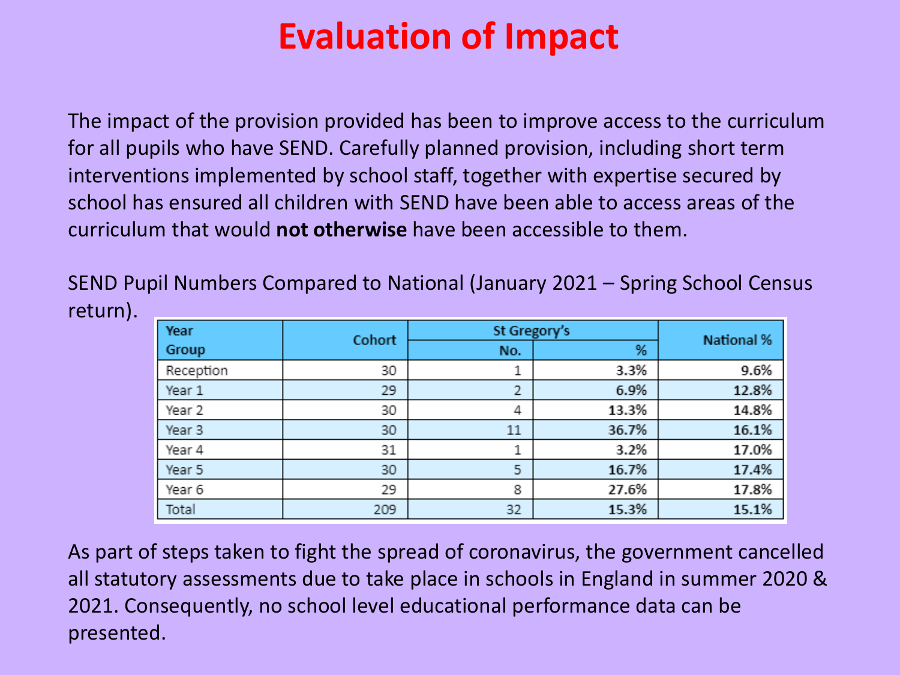# Evaluation of Impact

The impact of the provision provided has been to improve access to the curriculum for all pupils who have SEND. Carefully planned provision, including short term interventions implemented by school staff, together with expertise secured by school has ensured all children with SEND have been able to access areas of the curriculum that would **not otherwise** have been accessible to them.

SEND Pupil Numbers Compared to National (January 2021 – Spring School Census return).

| Year Group | Cohort | St Gregory's | | National % |
|---|---|---|---|---|
| | | No. | % | |
| Reception | 30 | 1 | 3.3% | 9.6% |
| Year 1 | 29 | 2 | 6.9% | 12.8% |
| Year 2 | 30 | 4 | 13.3% | 14.8% |
| Year 3 | 30 | 11 | 36.7% | 16.1% |
| Year 4 | 31 | 1 | 3.2% | 17.0% |
| Year 5 | 30 | 5 | 16.7% | 17.4% |
| Year 6 | 29 | 8 | 27.6% | 17.8% |
| Total | 209 | 32 | 15.3% | 15.1% |

As part of steps taken to fight the spread of coronavirus, the government cancelled all statutory assessments due to take place in schools in England in summer 2020 & 2021. Consequently, no school level educational performance data can be presented.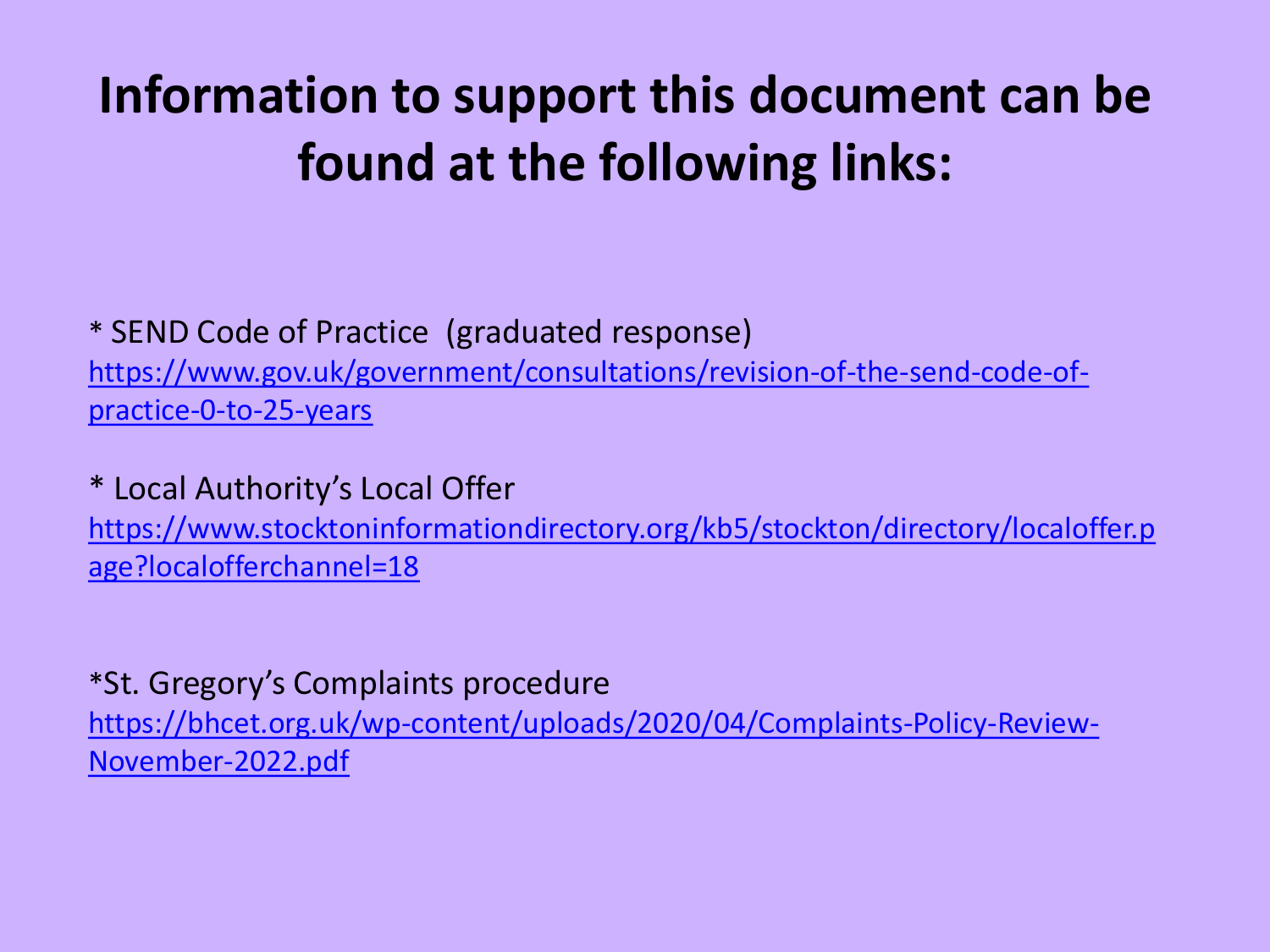# Information to support this document can be found at the following links:

* SEND Code of Practice (graduated response)
https://www.gov.uk/government/consultations/revision-of-the-send-code-of-practice-0-to-25-years

* Local Authority's Local Offer
https://www.stocktoninformationdirectory.org/kb5/stockton/directory/localoffer.page?localofferchannel=18

*St. Gregory's Complaints procedure
https://bhcet.org.uk/wp-content/uploads/2020/04/Complaints-Policy-Review-November-2022.pdf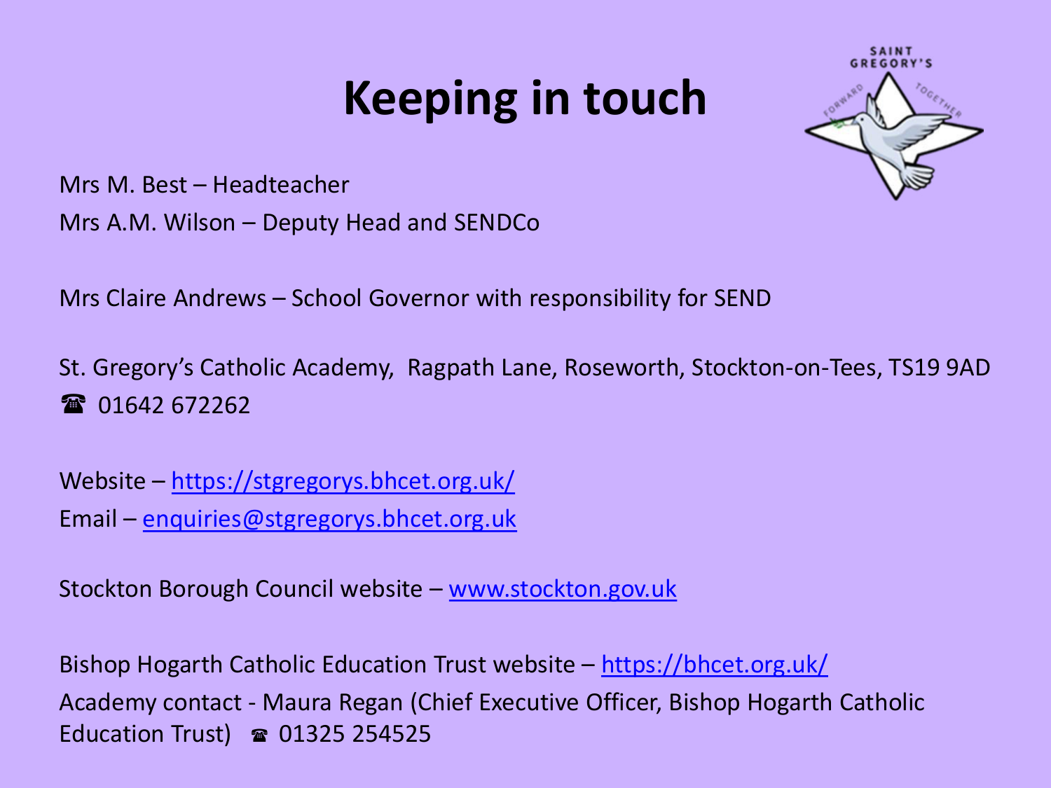# Keeping in touch

Mrs M. Best – Headteacher

Mrs A.M. Wilson – Deputy Head and SENDCo

Mrs Claire Andrews – School Governor with responsibility for SEND

St. Gregory's Catholic Academy, Ragpath Lane, Roseworth, Stockton-on-Tees, TS19 9AD

☎ 01642 672262

Website – [https://stgregorys.bhcet.org.uk/](https://stgregorys.bhcet.org.uk/)

Email – [enquiries@stgregorys.bhcet.org.uk](mailto:enquiries@stgregorys.bhcet.org.uk)

Stockton Borough Council website – [www.stockton.gov.uk](http://www.stockton.gov.uk)

Bishop Hogarth Catholic Education Trust website – [https://bhcet.org.uk/](https://bhcet.org.uk/)

Academy contact - Maura Regan (Chief Executive Officer, Bishop Hogarth Catholic Education Trust) ☎ 01325 254525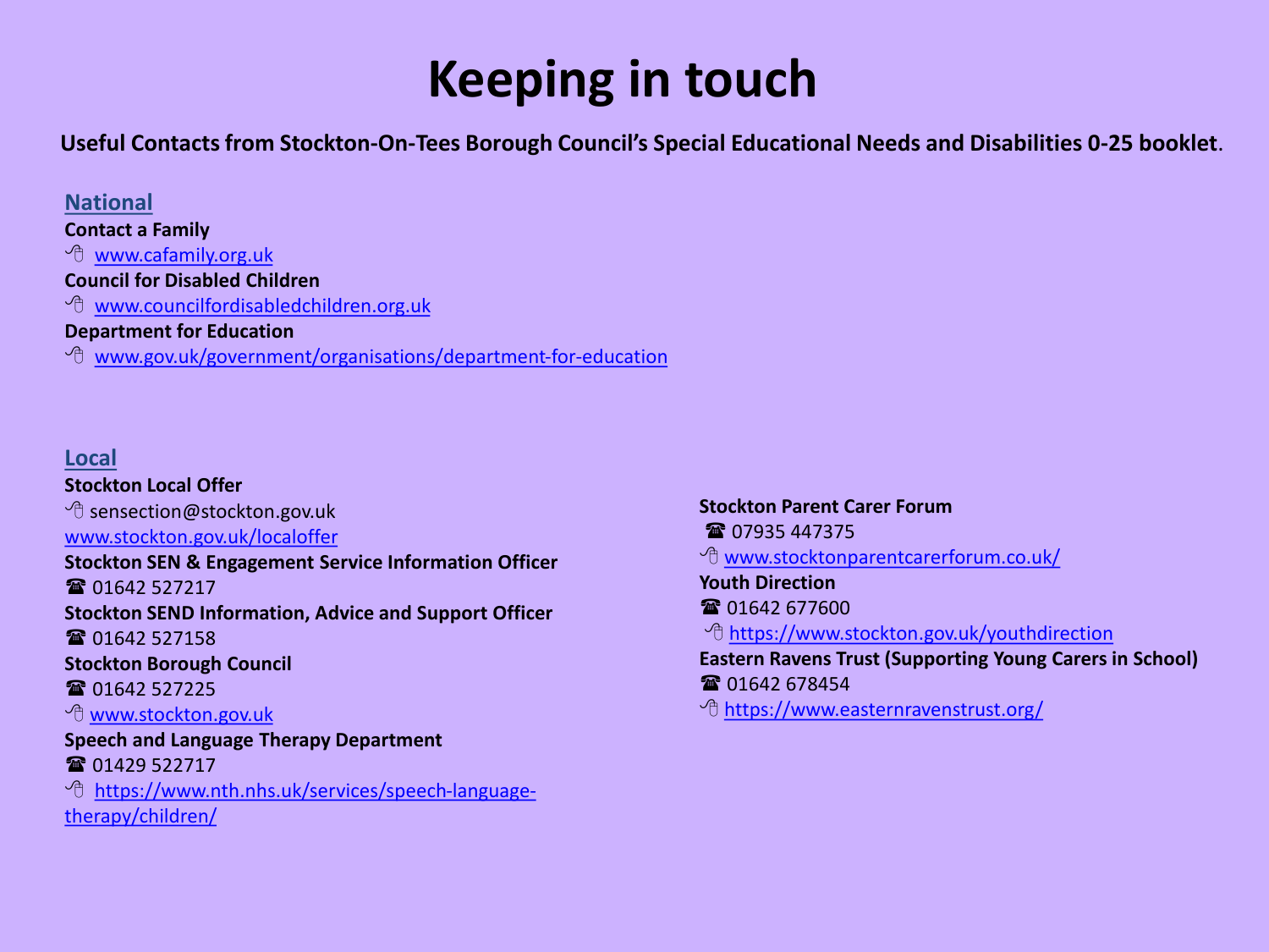# Keeping in touch

**Useful Contacts from Stockton-On-Tees Borough Council's Special Educational Needs and Disabilities 0-25 booklet.**

## National

**Contact a Family**
🖱 www.cafamily.org.uk

**Council for Disabled Children**
🖱 www.councilfordisabledchildren.org.uk

**Department for Education**
🖱 www.gov.uk/government/organisations/department-for-education

## Local

**Stockton Local Offer**
🖱 sensection@stockton.gov.uk
www.stockton.gov.uk/localoffer

**Stockton SEN & Engagement Service Information Officer**
☎ 01642 527217

**Stockton SEND Information, Advice and Support Officer**
☎ 01642 527158

**Stockton Borough Council**
☎ 01642 527225
🖱 www.stockton.gov.uk

**Speech and Language Therapy Department**
☎ 01429 522717
🖱 https://www.nth.nhs.uk/services/speech-language-therapy/children/

**Stockton Parent Carer Forum**
☎ 07935 447375
🖱 www.stocktonparentcarerforum.co.uk/

**Youth Direction**
☎ 01642 677600
🖱 https://www.stockton.gov.uk/youthdirection

**Eastern Ravens Trust (Supporting Young Carers in School)**
☎ 01642 678454
🖱 https://www.easternravenstrust.org/